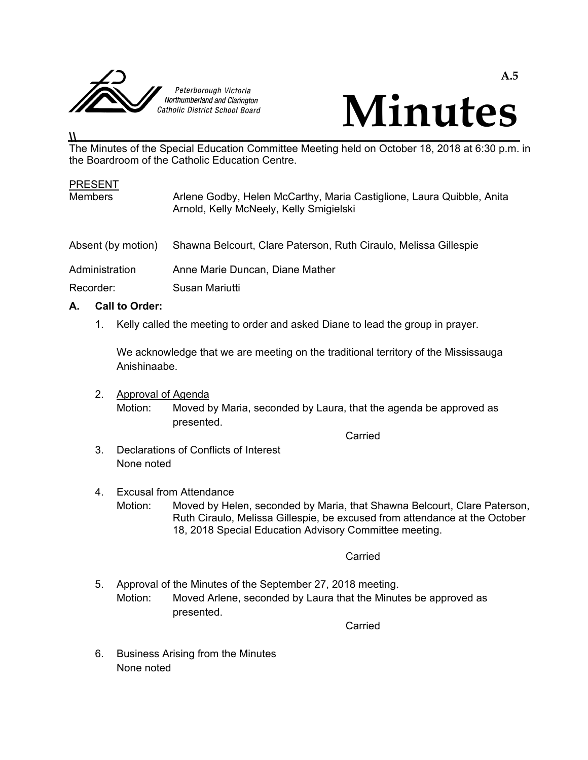Peterborough Victoria Northumberland and Clarington Catholic District School Board

A.5

# Minutes

The Minutes of the Special Education Committee Meeting held on October 18, 2018 at 6:30 p.m. in the Boardroom of the Catholic Education Centre.

PRESENT

| | |
|---|---|
| Members | Arlene Godby, Helen McCarthy, Maria Castiglione, Laura Quibble, Anita Arnold, Kelly McNeely, Kelly Smigielski |
| Absent (by motion) | Shawna Belcourt, Clare Paterson, Ruth Ciraulo, Melissa Gillespie |
| Administration | Anne Marie Duncan, Diane Mather |
| Recorder: | Susan Mariutti |

## A. Call to Order:

1. Kelly called the meeting to order and asked Diane to lead the group in prayer.

   We acknowledge that we are meeting on the traditional territory of the Mississauga Anishinaabe.

2. Approval of Agenda

   Motion: Moved by Maria, seconded by Laura, that the agenda be approved as presented.

   Carried

3. Declarations of Conflicts of Interest

   None noted

4. Excusal from Attendance

   Motion: Moved by Helen, seconded by Maria, that Shawna Belcourt, Clare Paterson, Ruth Ciraulo, Melissa Gillespie, be excused from attendance at the October 18, 2018 Special Education Advisory Committee meeting.

   Carried

5. Approval of the Minutes of the September 27, 2018 meeting.

   Motion: Moved Arlene, seconded by Laura that the Minutes be approved as presented.

   Carried

6. Business Arising from the Minutes

   None noted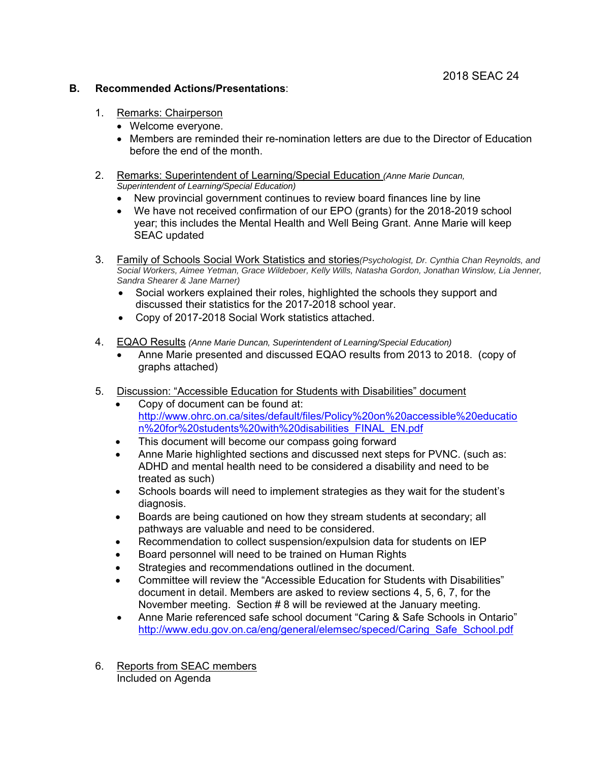2018 SEAC 24

**B. Recommended Actions/Presentations**:

1. Remarks: Chairperson
   - Welcome everyone.
   - Members are reminded their re-nomination letters are due to the Director of Education before the end of the month.

2. Remarks: Superintendent of Learning/Special Education *(Anne Marie Duncan, Superintendent of Learning/Special Education)*
   - New provincial government continues to review board finances line by line
   - We have not received confirmation of our EPO (grants) for the 2018-2019 school year; this includes the Mental Health and Well Being Grant. Anne Marie will keep SEAC updated

3. Family of Schools Social Work Statistics and stories *(Psychologist, Dr. Cynthia Chan Reynolds, and Social Workers, Aimee Yetman, Grace Wildeboer, Kelly Wills, Natasha Gordon, Jonathan Winslow, Lia Jenner, Sandra Shearer & Jane Marner)*
   - Social workers explained their roles, highlighted the schools they support and discussed their statistics for the 2017-2018 school year.
   - Copy of 2017-2018 Social Work statistics attached.

4. EQAO Results *(Anne Marie Duncan, Superintendent of Learning/Special Education)*
   - Anne Marie presented and discussed EQAO results from 2013 to 2018. (copy of graphs attached)

5. Discussion: "Accessible Education for Students with Disabilities" document
   - Copy of document can be found at: http://www.ohrc.on.ca/sites/default/files/Policy%20on%20accessible%20education%20for%20students%20with%20disabilities_FINAL_EN.pdf
   - This document will become our compass going forward
   - Anne Marie highlighted sections and discussed next steps for PVNC. (such as: ADHD and mental health need to be considered a disability and need to be treated as such)
   - Schools boards will need to implement strategies as they wait for the student's diagnosis.
   - Boards are being cautioned on how they stream students at secondary; all pathways are valuable and need to be considered.
   - Recommendation to collect suspension/expulsion data for students on IEP
   - Board personnel will need to be trained on Human Rights
   - Strategies and recommendations outlined in the document.
   - Committee will review the "Accessible Education for Students with Disabilities" document in detail. Members are asked to review sections 4, 5, 6, 7, for the November meeting. Section # 8 will be reviewed at the January meeting.
   - Anne Marie referenced safe school document "Caring & Safe Schools in Ontario" http://www.edu.gov.on.ca/eng/general/elemsec/speced/Caring_Safe_School.pdf

6. Reports from SEAC members
   Included on Agenda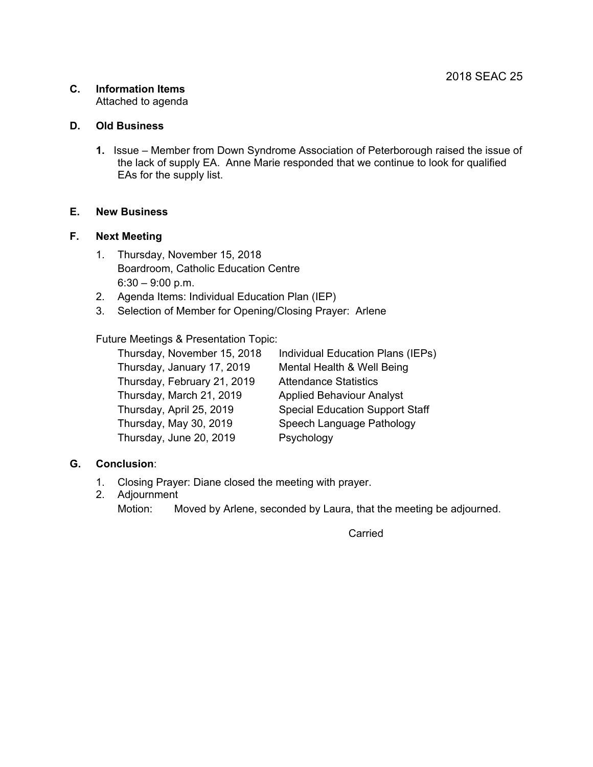2018 SEAC 25

**C. Information Items**

Attached to agenda

**D. Old Business**

**1.** Issue – Member from Down Syndrome Association of Peterborough raised the issue of the lack of supply EA. Anne Marie responded that we continue to look for qualified EAs for the supply list.

**E. New Business**

**F. Next Meeting**

1. Thursday, November 15, 2018
   Boardroom, Catholic Education Centre
   6:30 – 9:00 p.m.
2. Agenda Items: Individual Education Plan (IEP)
3. Selection of Member for Opening/Closing Prayer: Arlene

Future Meetings & Presentation Topic:

| | |
|---|---|
| Thursday, November 15, 2018 | Individual Education Plans (IEPs) |
| Thursday, January 17, 2019 | Mental Health & Well Being |
| Thursday, February 21, 2019 | Attendance Statistics |
| Thursday, March 21, 2019 | Applied Behaviour Analyst |
| Thursday, April 25, 2019 | Special Education Support Staff |
| Thursday, May 30, 2019 | Speech Language Pathology |
| Thursday, June 20, 2019 | Psychology |

**G. Conclusion**:

1. Closing Prayer: Diane closed the meeting with prayer.
2. Adjournment
   Motion: Moved by Arlene, seconded by Laura, that the meeting be adjourned.

Carried